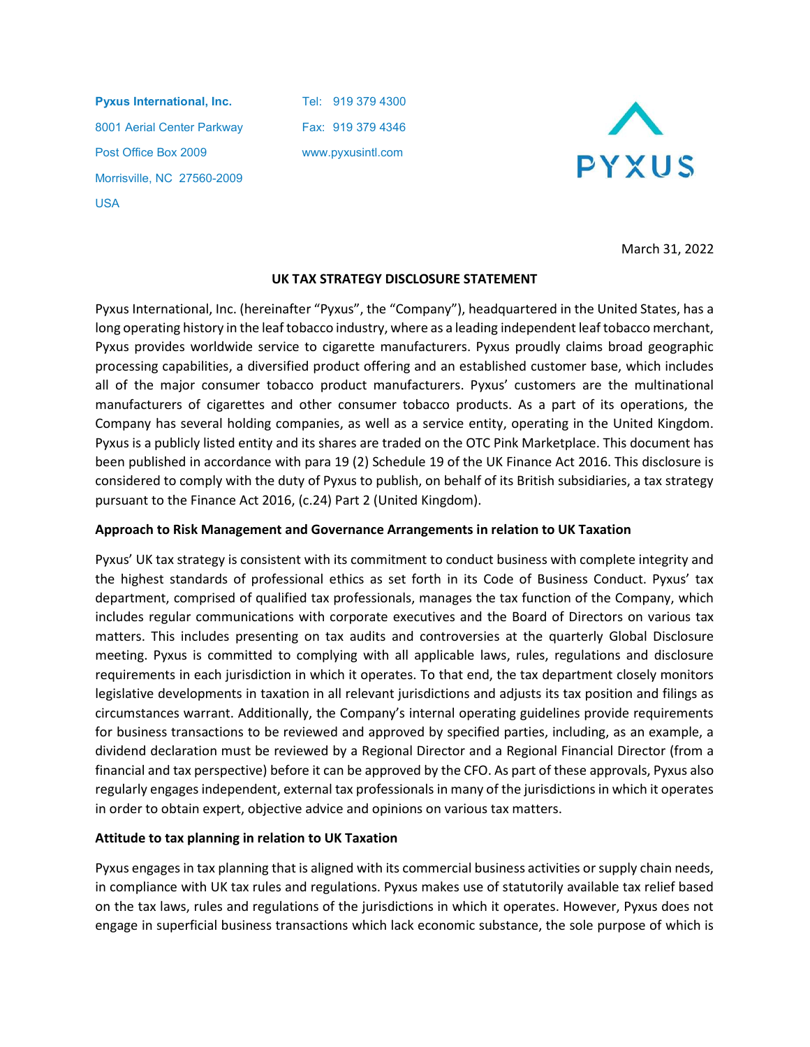Pyxus International, Inc.
8001 Aerial Center Parkway
Post Office Box 2009
Morrisville, NC 27560-2009
USA

Tel: 919 379 4300
Fax: 919 379 4346
www.pyxusintl.com

PYXUS

March 31, 2022

## UK TAX STRATEGY DISCLOSURE STATEMENT

Pyxus International, Inc. (hereinafter "Pyxus", the "Company"), headquartered in the United States, has a long operating history in the leaf tobacco industry, where as a leading independent leaf tobacco merchant, Pyxus provides worldwide service to cigarette manufacturers. Pyxus proudly claims broad geographic processing capabilities, a diversified product offering and an established customer base, which includes all of the major consumer tobacco product manufacturers. Pyxus' customers are the multinational manufacturers of cigarettes and other consumer tobacco products. As a part of its operations, the Company has several holding companies, as well as a service entity, operating in the United Kingdom. Pyxus is a publicly listed entity and its shares are traded on the OTC Pink Marketplace. This document has been published in accordance with para 19 (2) Schedule 19 of the UK Finance Act 2016. This disclosure is considered to comply with the duty of Pyxus to publish, on behalf of its British subsidiaries, a tax strategy pursuant to the Finance Act 2016, (c.24) Part 2 (United Kingdom).

### Approach to Risk Management and Governance Arrangements in relation to UK Taxation

Pyxus' UK tax strategy is consistent with its commitment to conduct business with complete integrity and the highest standards of professional ethics as set forth in its Code of Business Conduct. Pyxus' tax department, comprised of qualified tax professionals, manages the tax function of the Company, which includes regular communications with corporate executives and the Board of Directors on various tax matters. This includes presenting on tax audits and controversies at the quarterly Global Disclosure meeting. Pyxus is committed to complying with all applicable laws, rules, regulations and disclosure requirements in each jurisdiction in which it operates. To that end, the tax department closely monitors legislative developments in taxation in all relevant jurisdictions and adjusts its tax position and filings as circumstances warrant. Additionally, the Company's internal operating guidelines provide requirements for business transactions to be reviewed and approved by specified parties, including, as an example, a dividend declaration must be reviewed by a Regional Director and a Regional Financial Director (from a financial and tax perspective) before it can be approved by the CFO. As part of these approvals, Pyxus also regularly engages independent, external tax professionals in many of the jurisdictions in which it operates in order to obtain expert, objective advice and opinions on various tax matters.

### Attitude to tax planning in relation to UK Taxation

Pyxus engages in tax planning that is aligned with its commercial business activities or supply chain needs, in compliance with UK tax rules and regulations. Pyxus makes use of statutorily available tax relief based on the tax laws, rules and regulations of the jurisdictions in which it operates. However, Pyxus does not engage in superficial business transactions which lack economic substance, the sole purpose of which is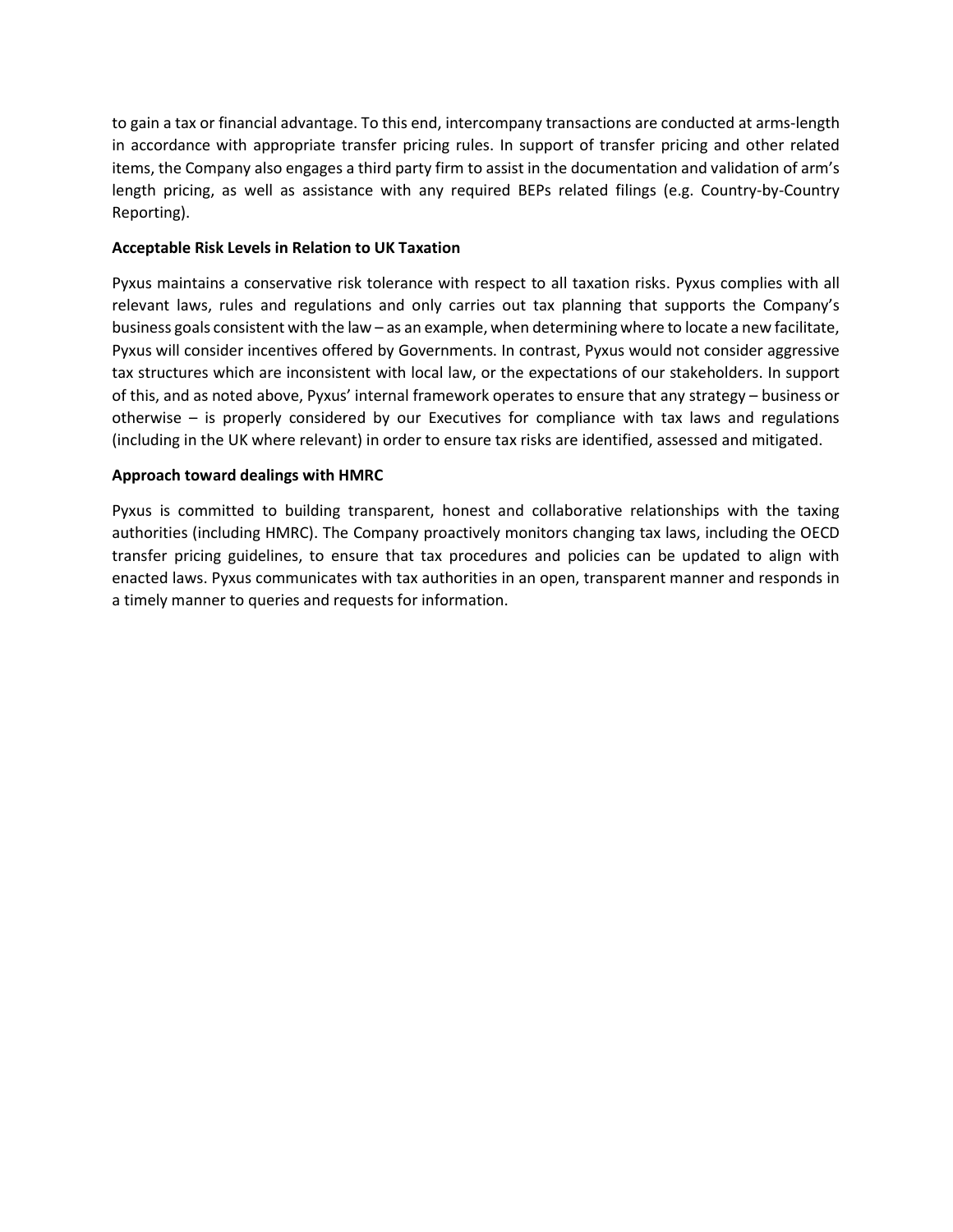to gain a tax or financial advantage. To this end, intercompany transactions are conducted at arms-length in accordance with appropriate transfer pricing rules. In support of transfer pricing and other related items, the Company also engages a third party firm to assist in the documentation and validation of arm's length pricing, as well as assistance with any required BEPs related filings (e.g. Country-by-Country Reporting).

**Acceptable Risk Levels in Relation to UK Taxation**

Pyxus maintains a conservative risk tolerance with respect to all taxation risks. Pyxus complies with all relevant laws, rules and regulations and only carries out tax planning that supports the Company's business goals consistent with the law – as an example, when determining where to locate a new facilitate, Pyxus will consider incentives offered by Governments. In contrast, Pyxus would not consider aggressive tax structures which are inconsistent with local law, or the expectations of our stakeholders. In support of this, and as noted above, Pyxus' internal framework operates to ensure that any strategy – business or otherwise – is properly considered by our Executives for compliance with tax laws and regulations (including in the UK where relevant) in order to ensure tax risks are identified, assessed and mitigated.

**Approach toward dealings with HMRC**

Pyxus is committed to building transparent, honest and collaborative relationships with the taxing authorities (including HMRC). The Company proactively monitors changing tax laws, including the OECD transfer pricing guidelines, to ensure that tax procedures and policies can be updated to align with enacted laws. Pyxus communicates with tax authorities in an open, transparent manner and responds in a timely manner to queries and requests for information.